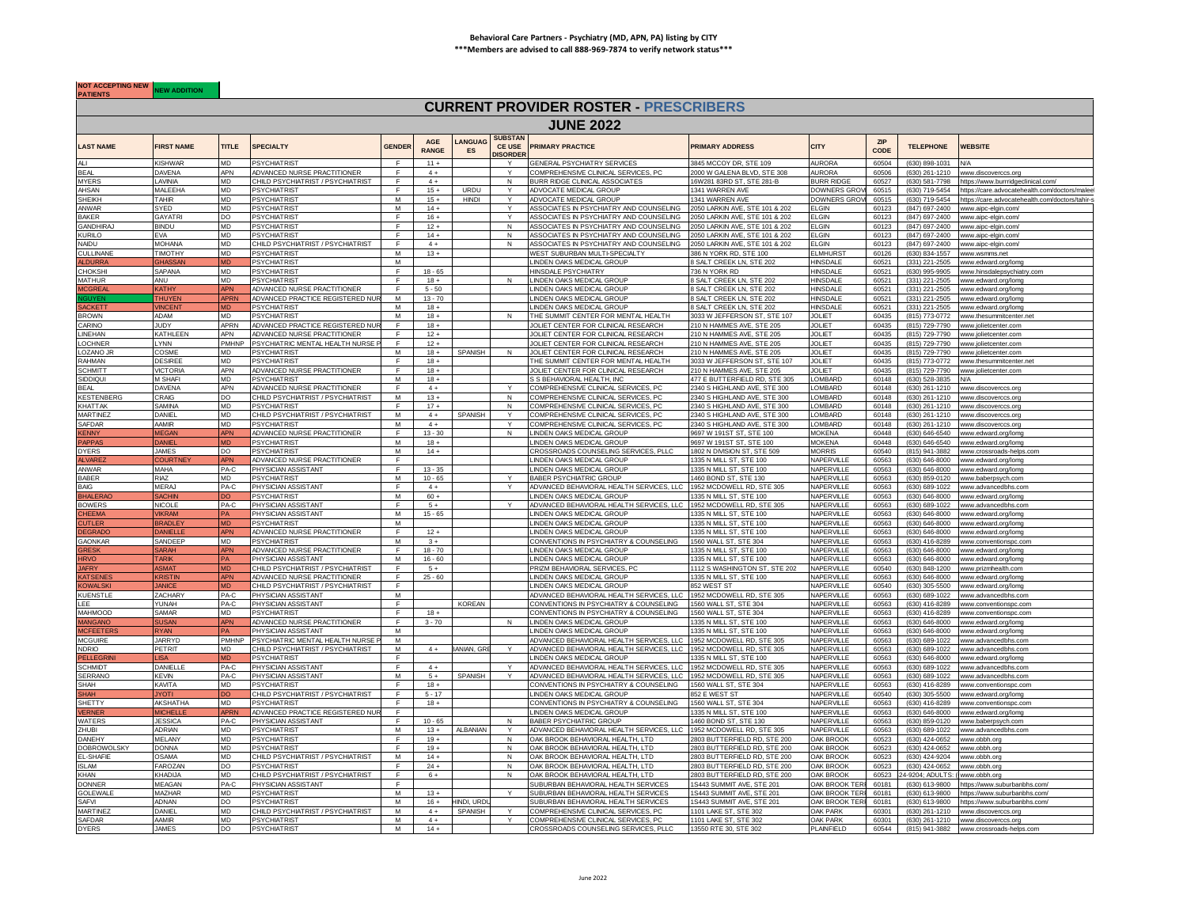**Behavioral Care Partners - Psychiatry (MD, APN, PA) listing by CITY**
*****Members are advised to call 888-969-7874 to verify network status*****

NOT ACCEPTING NEW PATIENTS | NEW ADDITION

# CURRENT PROVIDER ROSTER - PRESCRIBERS

## JUNE 2022

| LAST NAME | FIRST NAME | TITLE | SPECIALTY | GENDER | AGE RANGE | LANGUAGES | SUBSTANCE USE DISORDER | PRIMARY PRACTICE | PRIMARY ADDRESS | CITY | ZIP CODE | TELEPHONE | WEBSITE |
|---|---|---|---|---|---|---|---|---|---|---|---|---|---|
| ALI | KISHWAR | MD | PSYCHIATRIST | F | 11 + | | Y | GENERAL PSYCHIATRY SERVICES | 3845 MCCOY DR, STE 109 | AURORA | 60504 | (630) 898-1031 | N/A |
| BEAL | DAVENA | APN | ADVANCED NURSE PRACTITIONER | F | 4 + | | Y | COMPREHENSIVE CLINICAL SERVICES, PC | 2000 W GALENA BLVD, STE 308 | AURORA | 60506 | (630) 261-1210 | www.discoverccs.org |
| MYERS | LAVINIA | MD | CHILD PSYCHIATRIST / PSYCHIATRIST | F | 4 + | | N | BURR RIDGE CLINICAL ASSOCIATES | 16W281 83RD ST, STE 281-B | BURR RIDGE | 60527 | (630) 581-7798 | https://www.burrridgeclinical.com/ |
| AHSAN | MALEEHA | MD | PSYCHIATRIST | F | 15 + | URDU | Y | ADVOCATE MEDICAL GROUP | 1341 WARREN AVE | DOWNERS GROVE | 60515 | (630) 719-5454 | https://care.advocatehealth.com/doctors/malee |
| SHEIKH | TAHIR | MD | PSYCHIATRIST | M | 15 + | HINDI | Y | ADVOCATE MEDICAL GROUP | 1341 WARREN AVE | DOWNERS GROVE | 60515 | (630) 719-5454 | https://care.advocatehealth.com/doctors/tahir-s |
| ANWAR | SYED | MD | PSYCHIATRIST | M | 14 + | | Y | ASSOCIATES IN PSYCHIATRY AND COUNSELING | 2050 LARKIN AVE, STE 101 & 202 | ELGIN | 60123 | (847) 697-2400 | www.aipc-elgin.com/ |
| BAKER | GAYATRI | DO | PSYCHIATRIST | F | 16 + | | Y | ASSOCIATES IN PSYCHIATRY AND COUNSELING | 2050 LARKIN AVE, STE 101 & 202 | ELGIN | 60123 | (847) 697-2400 | www.aipc-elgin.com/ |
| GANDHIRAJ | BINDU | MD | PSYCHIATRIST | F | 12 + | | N | ASSOCIATES IN PSYCHIATRY AND COUNSELING | 2050 LARKIN AVE, STE 101 & 202 | ELGIN | 60123 | (847) 697-2400 | www.aipc-elgin.com/ |
| KURILO | EVA | MD | PSYCHIATRIST | F | 14 + | | N | ASSOCIATES IN PSYCHIATRY AND COUNSELING | 2050 LARKIN AVE, STE 101 & 202 | ELGIN | 60123 | (847) 697-2400 | www.aipc-elgin.com/ |
| NAIDU | MOHANA | MD | CHILD PSYCHIATRIST / PSYCHIATRIST | F | 4 + | | N | ASSOCIATES IN PSYCHIATRY AND COUNSELING | 2050 LARKIN AVE, STE 101 & 202 | ELGIN | 60123 | (847) 697-2400 | www.aipc-elgin.com/ |
| CULLINANE | TIMOTHY | MD | PSYCHIATRIST | M | 13 + | | | WEST SUBURBAN MULTI-SPECIALTY | 386 N YORK RD, STE 100 | ELMHURST | 60126 | (630) 834-1557 | www.wsmms.net |
| ALDURRA | GHASSAN | MD | PSYCHIATRIST | M | | | | LINDEN OAKS MEDICAL GROUP | 8 SALT CREEK LN, STE 202 | HINSDALE | 60521 | (331) 221-2505 | www.edward.org/lomg |
| CHOKSHI | SAPANA | MD | PSYCHIATRIST | F | 18 - 65 | | | HINSDALE PSYCHIATRY | 736 N YORK RD | HINSDALE | 60521 | (630) 995-9905 | www.hinsdalepsychiatry.com |
| MATHUR | ANU | MD | PSYCHIATRIST | F | 18 + | | N | LINDEN OAKS MEDICAL GROUP | 8 SALT CREEK LN, STE 202 | HINSDALE | 60521 | (331) 221-2505 | www.edward.org/lomg |
| MCGREAL | KATHY | APN | ADVANCED NURSE PRACTITIONER | F | 5 - 50 | | | LINDEN OAKS MEDICAL GROUP | 8 SALT CREEK LN, STE 202 | HINSDALE | 60521 | (331) 221-2505 | www.edward.org/lomg |
| NGUYEN | THUYEN | APRN | ADVANCED PRACTICE REGISTERED NUR | M | 13 - 70 | | | LINDEN OAKS MEDICAL GROUP | 8 SALT CREEK LN, STE 202 | HINSDALE | 60521 | (331) 221-2505 | www.edward.org/lomg |
| SACKETT | VINCENT | MD | PSYCHIATRIST | M | 18 + | | | LINDEN OAKS MEDICAL GROUP | 8 SALT CREEK LN, STE 202 | HINSDALE | 60521 | (331) 221-2505 | www.edward.org/lomg |
| BROWN | ADAM | MD | PSYCHIATRIST | M | 18 + | | N | THE SUMMIT CENTER FOR MENTAL HEALTH | 3033 W JEFFERSON ST, STE 107 | JOLIET | 60435 | (815) 773-0772 | www.thesummitcenter.net |
| CARINO | JUDY | APRN | ADVANCED PRACTICE REGISTERED NUR | F | 18 + | | | JOLIET CENTER FOR CLINICAL RESEARCH | 210 N HAMMES AVE, STE 205 | JOLIET | 60435 | (815) 729-7790 | www.jolietcenter.com |
| LINEHAN | KATHLEEN | APN | ADVANCED NURSE PRACTITIONER | F | 12 + | | | JOLIET CENTER FOR CLINICAL RESEARCH | 210 N HAMMES AVE, STE 205 | JOLIET | 60435 | (815) 729-7790 | www.jolietcenter.com |
| LOCHNER | LYNN | PMHNP | PSYCHIATRIC MENTAL HEALTH NURSE P | F | 12 + | | | JOLIET CENTER FOR CLINICAL RESEARCH | 210 N HAMMES AVE, STE 205 | JOLIET | 60435 | (815) 729-7790 | www.jolietcenter.com |
| LOZANO JR | COSME | MD | PSYCHIATRIST | M | 18 + | SPANISH | N | JOLIET CENTER FOR CLINICAL RESEARCH | 210 N HAMMES AVE, STE 205 | JOLIET | 60435 | (815) 729-7790 | www.jolietcenter.com |
| RAHMAN | DESIREE | MD | PSYCHIATRIST | F | 18 + | | | THE SUMMIT CENTER FOR MENTAL HEALTH | 3033 W JEFFERSON ST, STE 107 | JOLIET | 60435 | (815) 773-0772 | www.thesummitcenter.net |
| SCHMITT | VICTORIA | APN | ADVANCED NURSE PRACTITIONER | F | 18 + | | | JOLIET CENTER FOR CLINICAL RESEARCH | 210 N HAMMES AVE, STE 205 | JOLIET | 60435 | (815) 729-7790 | www.jolietcenter.com |
| SIDDIQUI | M SHAFI | MD | PSYCHIATRIST | M | 18 + | | | S S BEHAVIORAL HEALTH, INC | 477 E BUTTERFIELD RD, STE 305 | LOMBARD | 60148 | (630) 528-3835 | N/A |
| BEAL | DAVENA | APN | ADVANCED NURSE PRACTITIONER | F | 4 + | | Y | COMPREHENSIVE CLINICAL SERVICES, PC | 2340 S HIGHLAND AVE, STE 300 | LOMBARD | 60148 | (630) 261-1210 | www.discoverccs.org |
| KESTENBERG | CRAIG | DO | CHILD PSYCHIATRIST / PSYCHIATRIST | M | 13 + | | N | COMPREHENSIVE CLINICAL SERVICES, PC | 2340 S HIGHLAND AVE, STE 300 | LOMBARD | 60148 | (630) 261-1210 | www.discoverccs.org |
| KHATTAK | SAMINA | MD | PSYCHIATRIST | F | 17 + | | N | COMPREHENSIVE CLINICAL SERVICES, PC | 2340 S HIGHLAND AVE, STE 300 | LOMBARD | 60148 | (630) 261-1210 | www.discoverccs.org |
| MARTINEZ | DANIEL | MD | CHILD PSYCHIATRIST / PSYCHIATRIST | M | 4 + | SPANISH | Y | COMPREHENSIVE CLINICAL SERVICES, PC | 2340 S HIGHLAND AVE, STE 300 | LOMBARD | 60148 | (630) 261-1210 | www.discoverccs.org |
| SAFDAR | AAMIR | MD | PSYCHIATRIST | M | 4 + | | Y | COMPREHENSIVE CLINICAL SERVICES, PC | 2340 S HIGHLAND AVE, STE 300 | LOMBARD | 60148 | (630) 261-1210 | www.discoverccs.org |
| KENNY | MEGAN | APN | ADVANCED NURSE PRACTITIONER | F | 13 - 30 | | N | LINDEN OAKS MEDICAL GROUP | 9697 W 191ST ST, STE 100 | MOKENA | 60448 | (630) 646-6540 | www.edward.org/lomg |
| PAPPAS | DANIEL | MD | PSYCHIATRIST | M | 18 + | | | LINDEN OAKS MEDICAL GROUP | 9697 W 191ST ST, STE 100 | MOKENA | 60448 | (630) 646-6540 | www.edward.org/lomg |
| DYERS | JAMES | DO | PSYCHIATRIST | M | 14 + | | | CROSSROADS COUNSELING SERVICES, PLLC | 1802 N DIVISION ST, STE 509 | MORRIS | 60540 | (815) 941-3882 | www.crossroads-helps.com |
| ALVAREZ | COURTNEY | APN | ADVANCED NURSE PRACTITIONER | F | | | | LINDEN OAKS MEDICAL GROUP | 1335 N MILL ST, STE 100 | NAPERVILLE | 60563 | (630) 646-8000 | www.edward.org/lomg |
| ANWAR | MAHA | PA-C | PHYSICIAN ASSISTANT | F | 13 - 35 | | | LINDEN OAKS MEDICAL GROUP | 1335 N MILL ST, STE 100 | NAPERVILLE | 60563 | (630) 646-8000 | www.edward.org/lomg |
| BABER | RIAZ | MD | PSYCHIATRIST | M | 10 - 65 | | Y | BABER PSYCHIATRIC GROUP | 1460 BOND ST, STE 130 | NAPERVILLE | 60563 | (630) 859-0120 | www.baberpsych.com |
| BAIG | MERAJ | PA-C | PHYSICIAN ASSISTANT | F | 4 + | | Y | ADVANCED BEHAVIORAL HEALTH SERVICES, LLC | 1952 MCDOWELL RD, STE 305 | NAPERVILLE | 60563 | (630) 689-1022 | www.advancedbhs.com |
| BHALERAO | SACHIN | DO | PSYCHIATRIST | M | 60 + | | | LINDEN OAKS MEDICAL GROUP | 1335 N MILL ST, STE 100 | NAPERVILLE | 60563 | (630) 646-8000 | www.edward.org/lomg |
| BOWERS | NICOLE | PA-C | PHYSICIAN ASSISTANT | F | 5 + | | Y | ADVANCED BEHAVIORAL HEALTH SERVICES, LLC | 1952 MCDOWELL RD, STE 305 | NAPERVILLE | 60563 | (630) 689-1022 | www.advancedbhs.com |
| CHEEMA | VIKRAM | PA | PHYSICIAN ASSISTANT | M | 15 - 65 | | | LINDEN OAKS MEDICAL GROUP | 1335 N MILL ST, STE 100 | NAPERVILLE | 60563 | (630) 646-8000 | www.edward.org/lomg |
| CUTLER | BRADLEY | MD | PSYCHIATRIST | M | | | | LINDEN OAKS MEDICAL GROUP | 1335 N MILL ST, STE 100 | NAPERVILLE | 60563 | (630) 646-8000 | www.edward.org/lomg |
| DEGRADO | DANIELLE | APN | ADVANCED NURSE PRACTITIONER | F | 12 + | | | LINDEN OAKS MEDICAL GROUP | 1335 N MILL ST, STE 100 | NAPERVILLE | 60563 | (630) 646-8000 | www.edward.org/lomg |
| GAONKAR | SANDEEP | MD | PSYCHIATRIST | M | 3 + | | | CONVENTIONS IN PSYCHIATRY & COUNSELING | 1560 WALL ST, STE 304 | NAPERVILLE | 60563 | (630) 416-8289 | www.conventionspc.com |
| GRESK | SARAH | APN | ADVANCED NURSE PRACTITIONER | F | 18 - 70 | | | LINDEN OAKS MEDICAL GROUP | 1335 N MILL ST, STE 100 | NAPERVILLE | 60563 | (630) 646-8000 | www.edward.org/lomg |
| HRVO | TARIK | PA | PHYSICIAN ASSISTANT | M | 16 - 60 | | | LINDEN OAKS MEDICAL GROUP | 1335 N MILL ST, STE 100 | NAPERVILLE | 60563 | (630) 646-8000 | www.edward.org/lomg |
| JAFRY | ASMAT | MD | CHILD PSYCHIATRIST / PSYCHIATRIST | F | 5 + | | | PRIZM BEHAVIORAL SERVICES, PC | 1112 S WASHINGTON ST, STE 202 | NAPERVILLE | 60540 | (630) 848-1200 | www.prizmhealth.com |
| KATSENES | KRISTIN | APN | ADVANCED NURSE PRACTITIONER | F | 25 - 60 | | | LINDEN OAKS MEDICAL GROUP | 1335 N MILL ST, STE 100 | NAPERVILLE | 60563 | (630) 646-8000 | www.edward.org/lomg |
| KOWALSKI | JANICE | MD | CHILD PSYCHIATRIST / PSYCHIATRIST | F | | | | LINDEN OAKS MEDICAL GROUP | 852 WEST ST | NAPERVILLE | 60540 | (630) 305-5500 | www.edward.org/lomg |
| KUENSTLE | ZACHARY | PA-C | PHYSICIAN ASSISTANT | M | | | | ADVANCED BEHAVIORAL HEALTH SERVICES, LLC | 1952 MCDOWELL RD, STE 305 | NAPERVILLE | 60563 | (630) 689-1022 | www.advancedbhs.com |
| LEE | YUNAH | PA-C | PHYSICIAN ASSISTANT | F | | KOREAN | | CONVENTIONS IN PSYCHIATRY & COUNSELING | 1560 WALL ST, STE 304 | NAPERVILLE | 60563 | (630) 416-8289 | www.conventionspc.com |
| MAHMOOD | SAMAR | MD | PSYCHIATRIST | F | 18 + | | | CONVENTIONS IN PSYCHIATRY & COUNSELING | 1560 WALL ST, STE 304 | NAPERVILLE | 60563 | (630) 416-8289 | www.conventionspc.com |
| MANGANO | SUSAN | APN | ADVANCED NURSE PRACTITIONER | F | 3 - 70 | | N | LINDEN OAKS MEDICAL GROUP | 1335 N MILL ST, STE 100 | NAPERVILLE | 60563 | (630) 646-8000 | www.edward.org/lomg |
| MCFEETERS | RYAN | PA | PHYSICIAN ASSISTANT | M | | | | LINDEN OAKS MEDICAL GROUP | 1335 N MILL ST, STE 100 | NAPERVILLE | 60563 | (630) 646-8000 | www.edward.org/lomg |
| MCGUIRE | JARRYD | PMHNP | PSYCHIATRIC MENTAL HEALTH NURSE P | M | | | | ADVANCED BEHAVIORAL HEALTH SERVICES, LLC | 1952 MCDOWELL RD, STE 305 | NAPERVILLE | 60563 | (630) 689-1022 | www.advancedbhs.com |
| NDRIO | PETRIT | MD | CHILD PSYCHIATRIST / PSYCHIATRIST | M | 4 + | BANIAN, GRE | Y | ADVANCED BEHAVIORAL HEALTH SERVICES, LLC | 1952 MCDOWELL RD, STE 305 | NAPERVILLE | 60563 | (630) 689-1022 | www.advancedbhs.com |
| PELLEGRINI | LISA | MD | PSYCHIATRIST | F | | | | LINDEN OAKS MEDICAL GROUP | 1335 N MILL ST, STE 100 | NAPERVILLE | 60563 | (630) 646-8000 | www.edward.org/lomg |
| SCHMIDT | DANIELLE | PA-C | PHYSICIAN ASSISTANT | F | 4 + | | Y | ADVANCED BEHAVIORAL HEALTH SERVICES, LLC | 1952 MCDOWELL RD, STE 305 | NAPERVILLE | 60563 | (630) 689-1022 | www.advancedbhs.com |
| SERRANO | KEVIN | PA-C | PHYSICIAN ASSISTANT | M | 5 + | SPANISH | Y | ADVANCED BEHAVIORAL HEALTH SERVICES, LLC | 1952 MCDOWELL RD, STE 305 | NAPERVILLE | 60563 | (630) 689-1022 | www.advancedbhs.com |
| SHAH | KAVITA | MD | PSYCHIATRIST | F | 18 + | | | CONVENTIONS IN PSYCHIATRY & COUNSELING | 1560 WALL ST, STE 304 | NAPERVILLE | 60563 | (630) 416-8289 | www.conventionspc.com |
| SHAH | JYOTI | DO | CHILD PSYCHIATRIST / PSYCHIATRIST | F | 5 - 17 | | | LINDEN OAKS MEDICAL GROUP | 852 E WEST ST | NAPERVILLE | 60540 | (630) 305-5500 | www.edward.org/lomg |
| SHETTY | AKSHATHA | MD | PSYCHIATRIST | F | 18 + | | | CONVENTIONS IN PSYCHIATRY & COUNSELING | 1560 WALL ST, STE 304 | NAPERVILLE | 60563 | (630) 416-8289 | www.conventionspc.com |
| VERNER | MICHELLE | APRN | ADVANCED PRACTICE REGISTERED NUR | F | | | | LINDEN OAKS MEDICAL GROUP | 1335 N MILL ST, STE 100 | NAPERVILLE | 60563 | (630) 646-8000 | www.edward.org/lomg |
| WATERS | JESSICA | PA-C | PHYSICIAN ASSISTANT | F | 10 - 65 | | N | BABER PSYCHIATRIC GROUP | 1460 BOND ST, STE 130 | NAPERVILLE | 60563 | (630) 859-0120 | www.baberpsych.com |
| ZHUBI | ADRIAN | MD | PSYCHIATRIST | M | 13 + | ALBANIAN | Y | ADVANCED BEHAVIORAL HEALTH SERVICES, LLC | 1952 MCDOWELL RD, STE 305 | NAPERVILLE | 60563 | (630) 689-1022 | www.advancedbhs.com |
| DANEHY | MELANY | MD | PSYCHIATRIST | F | 19 + | | N | OAK BROOK BEHAVIORAL HEALTH, LTD | 2803 BUTTERFIELD RD, STE 200 | OAK BROOK | 60523 | (630) 424-0652 | www.obbh.org |
| DOBROWOLSKY | DONNA | MD | PSYCHIATRIST | F | 19 + | | N | OAK BROOK BEHAVIORAL HEALTH, LTD | 2803 BUTTERFIELD RD, STE 200 | OAK BROOK | 60523 | (630) 424-0652 | www.obbh.org |
| EL-SHAFIE | OSAMA | MD | CHILD PSYCHIATRIST / PSYCHIATRIST | M | 14 + | | N | OAK BROOK BEHAVIORAL HEALTH, LTD | 2803 BUTTERFIELD RD, STE 200 | OAK BROOK | 60523 | (630) 424-9204 | www.obbh.org |
| ISLAM | FAROZAN | DO | PSYCHIATRIST | F | 24 + | | N | OAK BROOK BEHAVIORAL HEALTH, LTD | 2803 BUTTERFIELD RD, STE 200 | OAK BROOK | 60523 | (630) 424-0652 | www.obbh.org |
| KHAN | KHADIJA | MD | CHILD PSYCHIATRIST / PSYCHIATRIST | F | 6 + | | N | OAK BROOK BEHAVIORAL HEALTH, LTD | 2803 BUTTERFIELD RD, STE 200 | OAK BROOK | 60523 | 24-9204; ADULTS: ( | www.obbh.org |
| DONNER | MEAGAN | PA-C | PHYSICIAN ASSISTANT | F | | | | SUBURBAN BEHAVIORAL HEALTH SERVICES | 1S443 SUMMIT AVE, STE 201 | OAK BROOK TERR | 60181 | (630) 613-9800 | https://www.suburbanbhs.com/ |
| GOLEWALE | MAZHAR | MD | PSYCHIATRIST | M | 13 + | | Y | SUBURBAN BEHAVIORAL HEALTH SERVICES | 1S443 SUMMIT AVE, STE 201 | OAK BROOK TERR | 60181 | (630) 613-9800 | https://www.suburbanbhs.com/ |
| SAFVI | ADNAN | DO | PSYCHIATRIST | M | 16 + | HINDI, URDU | | SUBURBAN BEHAVIORAL HEALTH SERVICES | 1S443 SUMMIT AVE, STE 201 | OAK BROOK TERR | 60181 | (630) 613-9800 | https://www.suburbanbhs.com/ |
| MARTINEZ | DANIEL | MD | CHILD PSYCHIATRIST / PSYCHIATRIST | M | 4 + | SPANISH | Y | COMPREHENSIVE CLINICAL SERVICES, PC | 1101 LAKE ST, STE 302 | OAK PARK | 60301 | (630) 261-1210 | www.discoverccs.org |
| SAFDAR | AAMIR | MD | PSYCHIATRIST | M | 4 + | | Y | COMPREHENSIVE CLINICAL SERVICES, PC | 1101 LAKE ST, STE 302 | OAK PARK | 60301 | (630) 261-1210 | www.discoverccs.org |
| DYERS | JAMES | DO | PSYCHIATRIST | M | 14 + | | | CROSSROADS COUNSELING SERVICES, PLLC | 13550 RTE 30, STE 302 | PLAINFIELD | 60544 | (815) 941-3882 | www.crossroads-helps.com |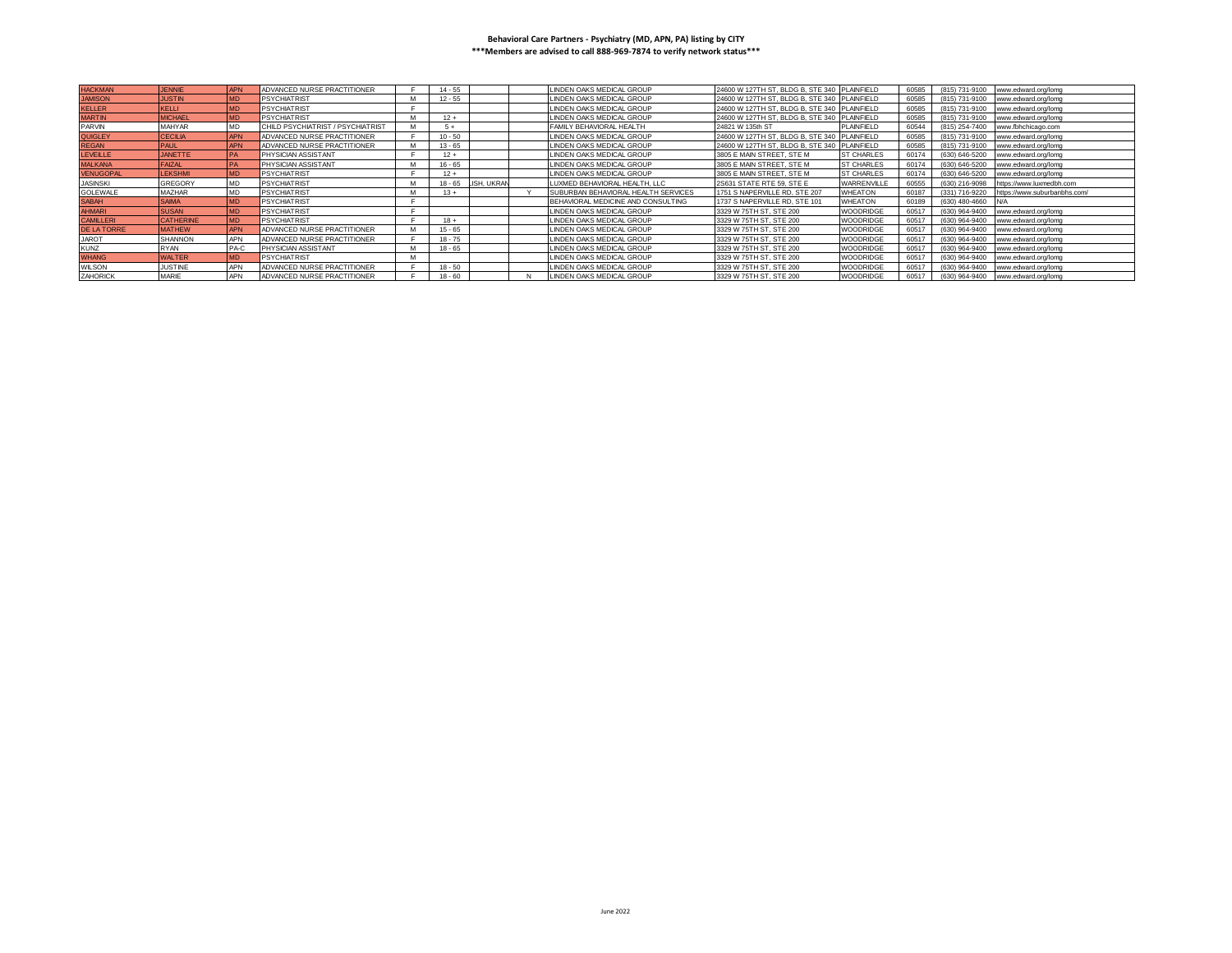**Behavioral Care Partners - Psychiatry (MD, APN, PA) listing by CITY**
**\*\*\*Members are advised to call 888-969-7874 to verify network status\*\*\***

| | | | | | | | | | | | | | | |
|---|---|---|---|---|---|---|---|---|---|---|---|---|---|---|
| HACKMAN | JENNIE | APN | ADVANCED NURSE PRACTITIONER | F | 14 - 55 | | | LINDEN OAKS MEDICAL GROUP | 24600 W 127TH ST, BLDG B, STE 340 | PLAINFIELD | 60585 | (815) 731-9100 | www.edward.org/lomg |
| JAMISON | JUSTIN | MD | PSYCHIATRIST | M | 12 - 55 | | | LINDEN OAKS MEDICAL GROUP | 24600 W 127TH ST, BLDG B, STE 340 | PLAINFIELD | 60585 | (815) 731-9100 | www.edward.org/lomg |
| KELLER | KELLI | MD | PSYCHIATRIST | F | | | | LINDEN OAKS MEDICAL GROUP | 24600 W 127TH ST, BLDG B, STE 340 | PLAINFIELD | 60585 | (815) 731-9100 | www.edward.org/lomg |
| MARTIN | MICHAEL | MD | PSYCHIATRIST | M | 12 + | | | LINDEN OAKS MEDICAL GROUP | 24600 W 127TH ST, BLDG B, STE 340 | PLAINFIELD | 60585 | (815) 731-9100 | www.edward.org/lomg |
| PARVIN | MAHYAR | MD | CHILD PSYCHIATRIST / PSYCHIATRIST | M | 5 + | | | FAMILY BEHAVIORAL HEALTH | 24821 W 135th ST | PLAINFIELD | 60544 | (815) 254-7400 | www.fbhchicago.com |
| QUIGLEY | CECILIA | APN | ADVANCED NURSE PRACTITIONER | F | 10 - 50 | | | LINDEN OAKS MEDICAL GROUP | 24600 W 127TH ST, BLDG B, STE 340 | PLAINFIELD | 60585 | (815) 731-9100 | www.edward.org/lomg |
| REGAN | PAUL | APN | ADVANCED NURSE PRACTITIONER | M | 13 - 65 | | | LINDEN OAKS MEDICAL GROUP | 24600 W 127TH ST, BLDG B, STE 340 | PLAINFIELD | 60585 | (815) 731-9100 | www.edward.org/lomg |
| LEVEILLE | JANETTE | PA | PHYSICIAN ASSISTANT | F | 12 + | | | LINDEN OAKS MEDICAL GROUP | 3805 E MAIN STREET, STE M | ST CHARLES | 60174 | (630) 646-5200 | www.edward.org/lomg |
| MALKANA | FAIZAL | PA | PHYSICIAN ASSISTANT | M | 16 - 65 | | | LINDEN OAKS MEDICAL GROUP | 3805 E MAIN STREET, STE M | ST CHARLES | 60174 | (630) 646-5200 | www.edward.org/lomg |
| VENUGOPAL | LEKSHMI | MD | PSYCHIATRIST | F | 12 + | | | LINDEN OAKS MEDICAL GROUP | 3805 E MAIN STREET, STE M | ST CHARLES | 60174 | (630) 646-5200 | www.edward.org/lomg |
| JASINSKI | GREGORY | MD | PSYCHIATRIST | M | 18 - 65 | ISH, UKRAN | | LUXMED BEHAVIORAL HEALTH, LLC | 2S631 STATE RTE 59, STE E | WARRENVILLE | 60555 | (630) 216-9098 | https://www.luxmedbh.com |
| GOLEWALE | MAZHAR | MD | PSYCHIATRIST | M | 13 + | | Y | SUBURBAN BEHAVIORAL HEALTH SERVICES | 1751 S NAPERVILLE RD, STE 207 | WHEATON | 60187 | (331) 716-9220 | https://www.suburbanbhs.com/ |
| SABAH | SAIMA | MD | PSYCHIATRIST | F | | | | BEHAVIORAL MEDICINE AND CONSULTING | 1737 S NAPERVILLE RD, STE 101 | WHEATON | 60189 | (630) 480-4660 | N/A |
| AHMARI | SUSAN | MD | PSYCHIATRIST | F | | | | LINDEN OAKS MEDICAL GROUP | 3329 W 75TH ST, STE 200 | WOODRIDGE | 60517 | (630) 964-9400 | www.edward.org/lomg |
| CAMILLERI | CATHERINE | MD | PSYCHIATRIST | F | 18 + | | | LINDEN OAKS MEDICAL GROUP | 3329 W 75TH ST, STE 200 | WOODRIDGE | 60517 | (630) 964-9400 | www.edward.org/lomg |
| DE LA TORRE | MATHEW | APN | ADVANCED NURSE PRACTITIONER | M | 15 - 65 | | | LINDEN OAKS MEDICAL GROUP | 3329 W 75TH ST, STE 200 | WOODRIDGE | 60517 | (630) 964-9400 | www.edward.org/lomg |
| JAROT | SHANNON | APN | ADVANCED NURSE PRACTITIONER | F | 18 - 75 | | | LINDEN OAKS MEDICAL GROUP | 3329 W 75TH ST, STE 200 | WOODRIDGE | 60517 | (630) 964-9400 | www.edward.org/lomg |
| KUNZ | RYAN | PA-C | PHYSICIAN ASSISTANT | M | 18 - 65 | | | LINDEN OAKS MEDICAL GROUP | 3329 W 75TH ST, STE 200 | WOODRIDGE | 60517 | (630) 964-9400 | www.edward.org/lomg |
| WHANG | WALTER | MD | PSYCHIATRIST | M | | | | LINDEN OAKS MEDICAL GROUP | 3329 W 75TH ST, STE 200 | WOODRIDGE | 60517 | (630) 964-9400 | www.edward.org/lomg |
| WILSON | JUSTINE | APN | ADVANCED NURSE PRACTITIONER | F | 18 - 50 | | | LINDEN OAKS MEDICAL GROUP | 3329 W 75TH ST, STE 200 | WOODRIDGE | 60517 | (630) 964-9400 | www.edward.org/lomg |
| ZAHORICK | MARIE | APN | ADVANCED NURSE PRACTITIONER | F | 18 - 60 | | N | LINDEN OAKS MEDICAL GROUP | 3329 W 75TH ST, STE 200 | WOODRIDGE | 60517 | (630) 964-9400 | www.edward.org/lomg |

June 2022